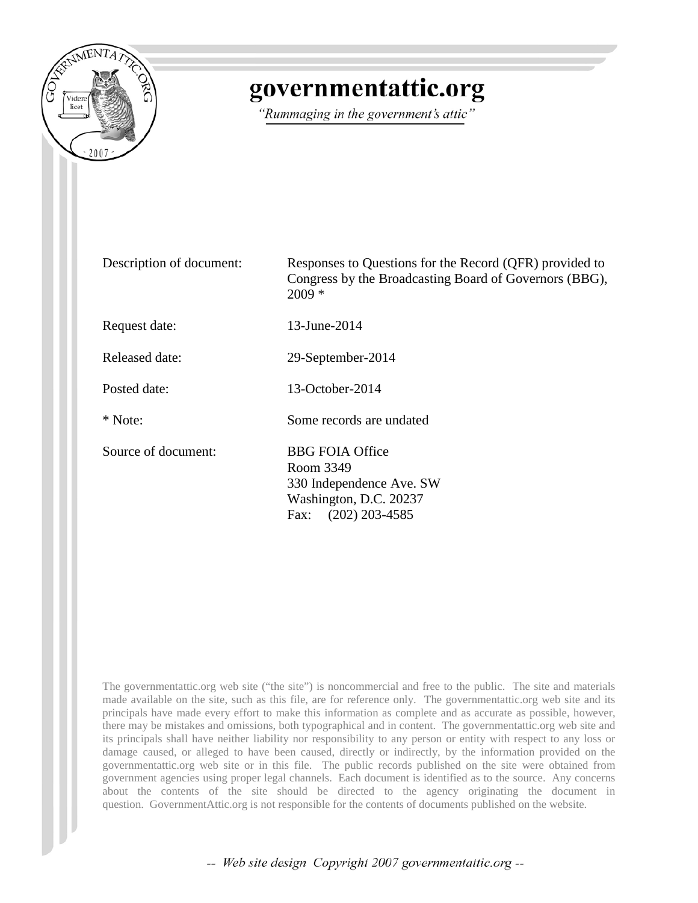# governmentattic.org

*"Rummaging in the government's attic"*

| | |
|---|---|
| Description of document: | Responses to Questions for the Record (QFR) provided to Congress by the Broadcasting Board of Governors (BBG), 2009 * |
| Request date: | 13-June-2014 |
| Released date: | 29-September-2014 |
| Posted date: | 13-October-2014 |
| * Note: | Some records are undated |
| Source of document: | BBG FOIA Office<br>Room 3349<br>330 Independence Ave. SW<br>Washington, D.C. 20237<br>Fax: (202) 203-4585 |

The governmentattic.org web site ("the site") is noncommercial and free to the public. The site and materials made available on the site, such as this file, are for reference only. The governmentattic.org web site and its principals have made every effort to make this information as complete and as accurate as possible, however, there may be mistakes and omissions, both typographical and in content. The governmentattic.org web site and its principals shall have neither liability nor responsibility to any person or entity with respect to any loss or damage caused, or alleged to have been caused, directly or indirectly, by the information provided on the governmentattic.org web site or in this file. The public records published on the site were obtained from government agencies using proper legal channels. Each document is identified as to the source. Any concerns about the contents of the site should be directed to the agency originating the document in question. GovernmentAttic.org is not responsible for the contents of documents published on the website.

-- Web site design Copyright 2007 governmentattic.org --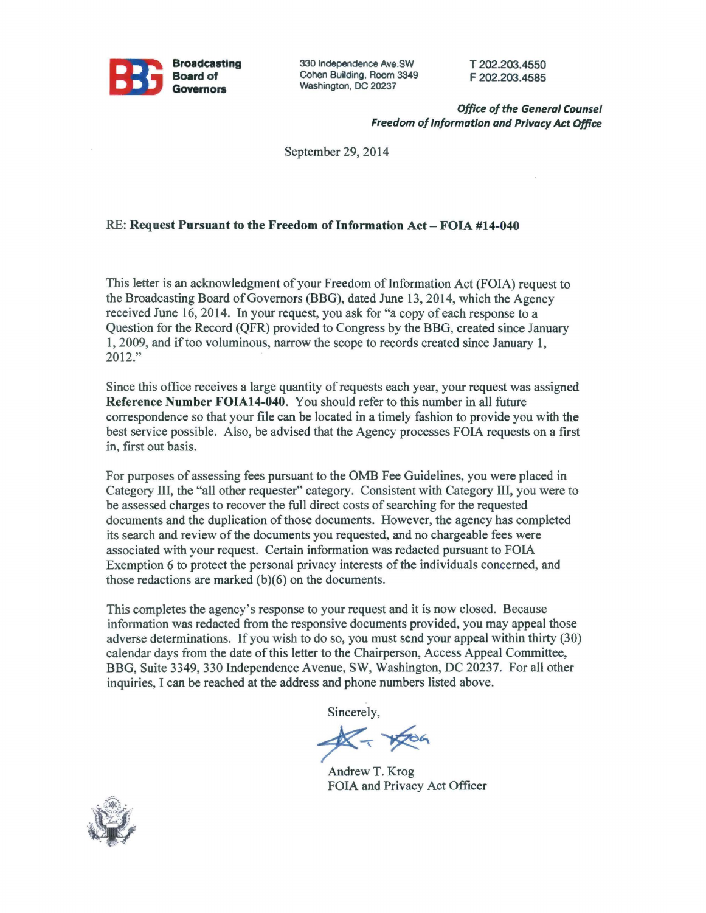**Broadcasting Board of Governors**

330 Independence Ave.SW
Cohen Building, Room 3349
Washington, DC 20237

T 202.203.4550
F 202.203.4585

***Office of the General Counsel***
***Freedom of Information and Privacy Act Office***

September 29, 2014

RE: **Request Pursuant to the Freedom of Information Act – FOIA #14-040**

This letter is an acknowledgment of your Freedom of Information Act (FOIA) request to the Broadcasting Board of Governors (BBG), dated June 13, 2014, which the Agency received June 16, 2014. In your request, you ask for "a copy of each response to a Question for the Record (QFR) provided to Congress by the BBG, created since January 1, 2009, and if too voluminous, narrow the scope to records created since January 1, 2012."

Since this office receives a large quantity of requests each year, your request was assigned **Reference Number FOIA14-040**. You should refer to this number in all future correspondence so that your file can be located in a timely fashion to provide you with the best service possible. Also, be advised that the Agency processes FOIA requests on a first in, first out basis.

For purposes of assessing fees pursuant to the OMB Fee Guidelines, you were placed in Category III, the "all other requester" category. Consistent with Category III, you were to be assessed charges to recover the full direct costs of searching for the requested documents and the duplication of those documents. However, the agency has completed its search and review of the documents you requested, and no chargeable fees were associated with your request. Certain information was redacted pursuant to FOIA Exemption 6 to protect the personal privacy interests of the individuals concerned, and those redactions are marked (b)(6) on the documents.

This completes the agency's response to your request and it is now closed. Because information was redacted from the responsive documents provided, you may appeal those adverse determinations. If you wish to do so, you must send your appeal within thirty (30) calendar days from the date of this letter to the Chairperson, Access Appeal Committee, BBG, Suite 3349, 330 Independence Avenue, SW, Washington, DC 20237. For all other inquiries, I can be reached at the address and phone numbers listed above.

Sincerely,

Andrew T. Krog
FOIA and Privacy Act Officer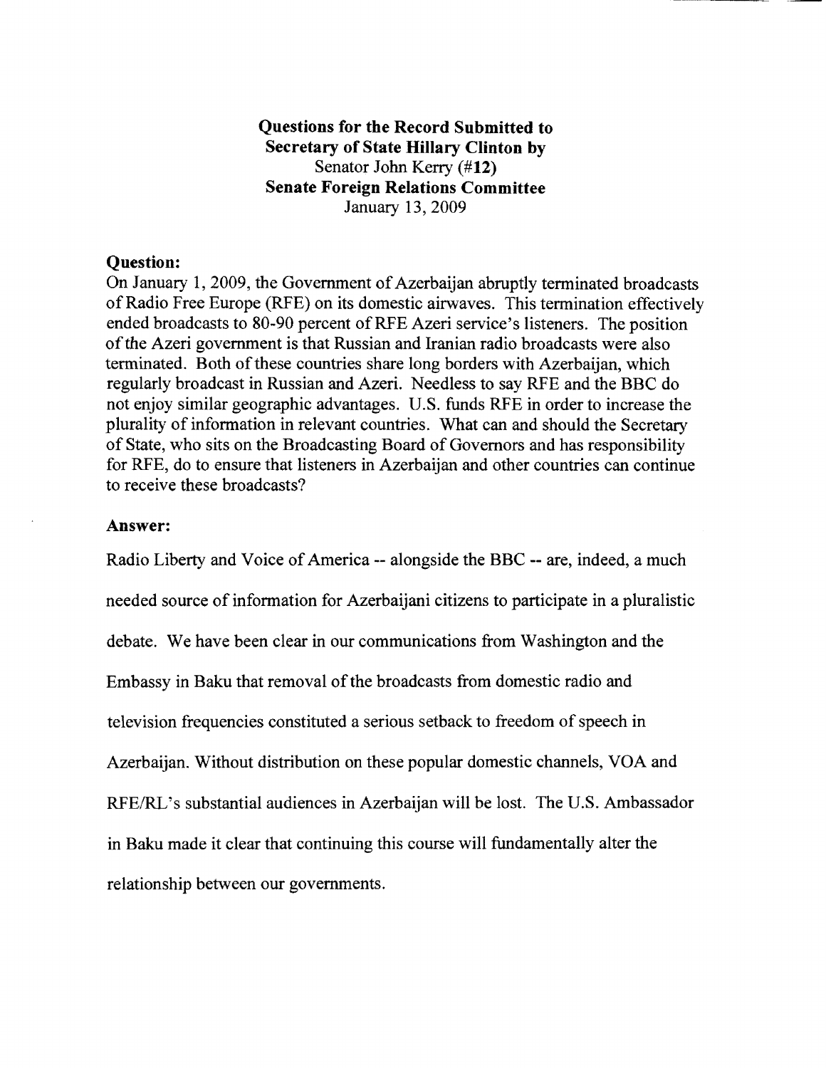**Questions for the Record Submitted to**
**Secretary of State Hillary Clinton by**
Senator John Kerry (**#12**)
**Senate Foreign Relations Committee**
January 13, 2009

**Question:**

On January 1, 2009, the Government of Azerbaijan abruptly terminated broadcasts of Radio Free Europe (RFE) on its domestic airwaves. This termination effectively ended broadcasts to 80-90 percent of RFE Azeri service's listeners. The position of the Azeri government is that Russian and Iranian radio broadcasts were also terminated. Both of these countries share long borders with Azerbaijan, which regularly broadcast in Russian and Azeri. Needless to say RFE and the BBC do not enjoy similar geographic advantages. U.S. funds RFE in order to increase the plurality of information in relevant countries. What can and should the Secretary of State, who sits on the Broadcasting Board of Governors and has responsibility for RFE, do to ensure that listeners in Azerbaijan and other countries can continue to receive these broadcasts?

**Answer:**

Radio Liberty and Voice of America -- alongside the BBC -- are, indeed, a much needed source of information for Azerbaijani citizens to participate in a pluralistic debate. We have been clear in our communications from Washington and the Embassy in Baku that removal of the broadcasts from domestic radio and television frequencies constituted a serious setback to freedom of speech in Azerbaijan. Without distribution on these popular domestic channels, VOA and RFE/RL's substantial audiences in Azerbaijan will be lost. The U.S. Ambassador in Baku made it clear that continuing this course will fundamentally alter the relationship between our governments.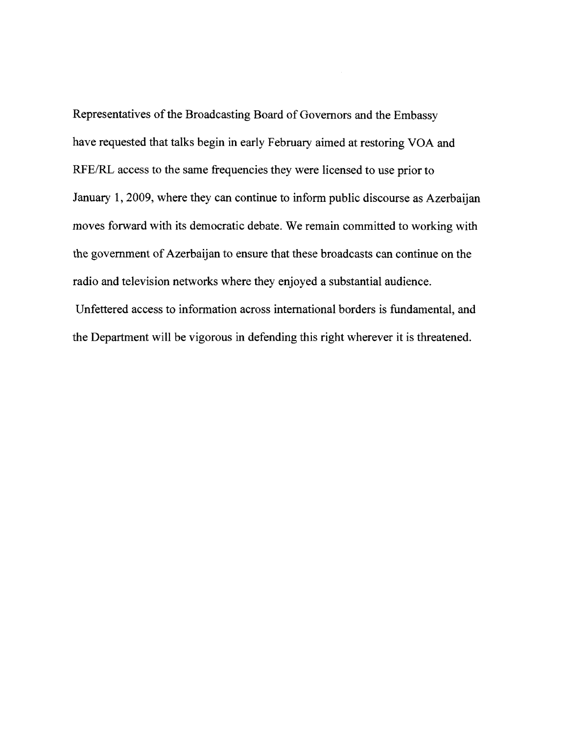Representatives of the Broadcasting Board of Governors and the Embassy have requested that talks begin in early February aimed at restoring VOA and RFE/RL access to the same frequencies they were licensed to use prior to January 1, 2009, where they can continue to inform public discourse as Azerbaijan moves forward with its democratic debate. We remain committed to working with the government of Azerbaijan to ensure that these broadcasts can continue on the radio and television networks where they enjoyed a substantial audience. Unfettered access to information across international borders is fundamental, and the Department will be vigorous in defending this right wherever it is threatened.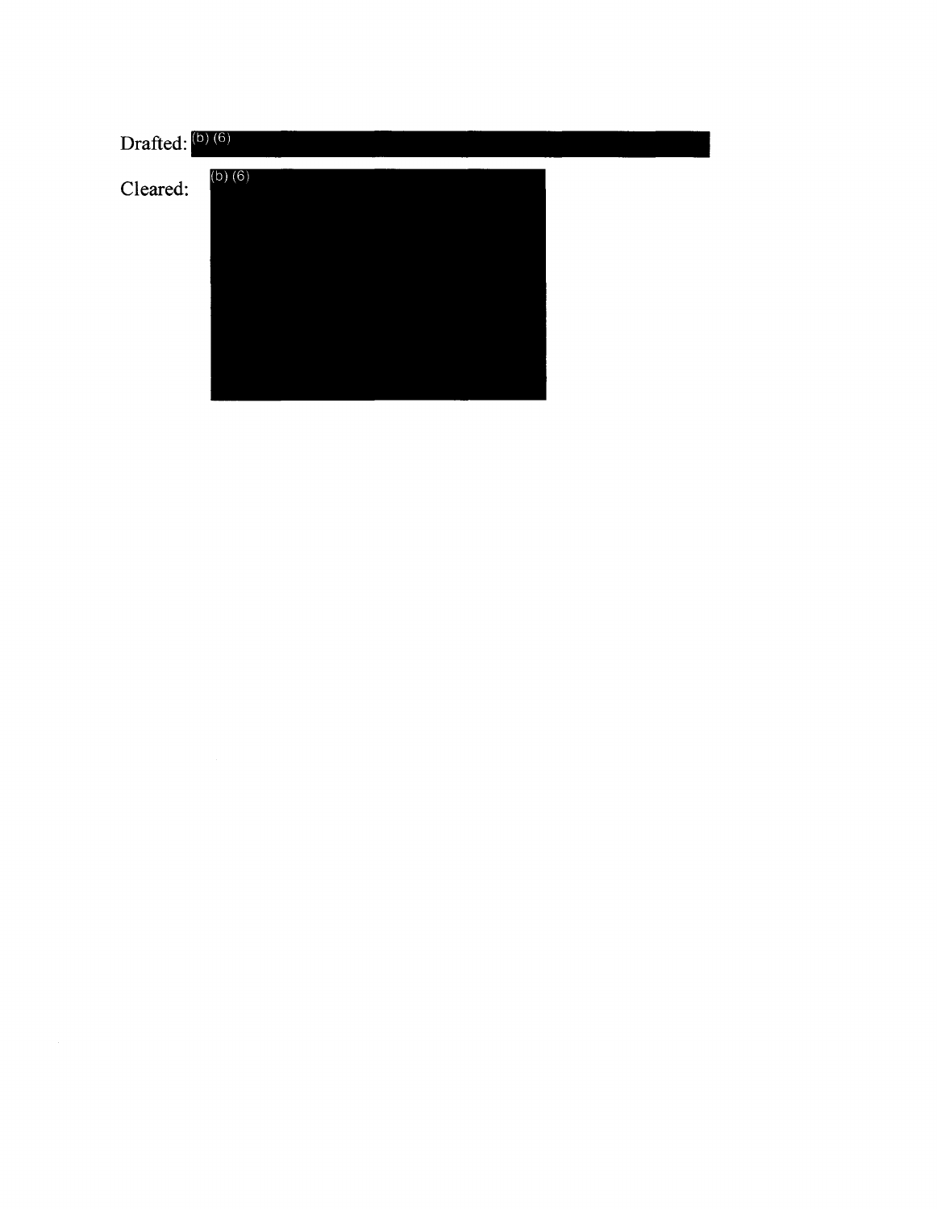Drafted: (b) (6)

Cleared: (b) (6)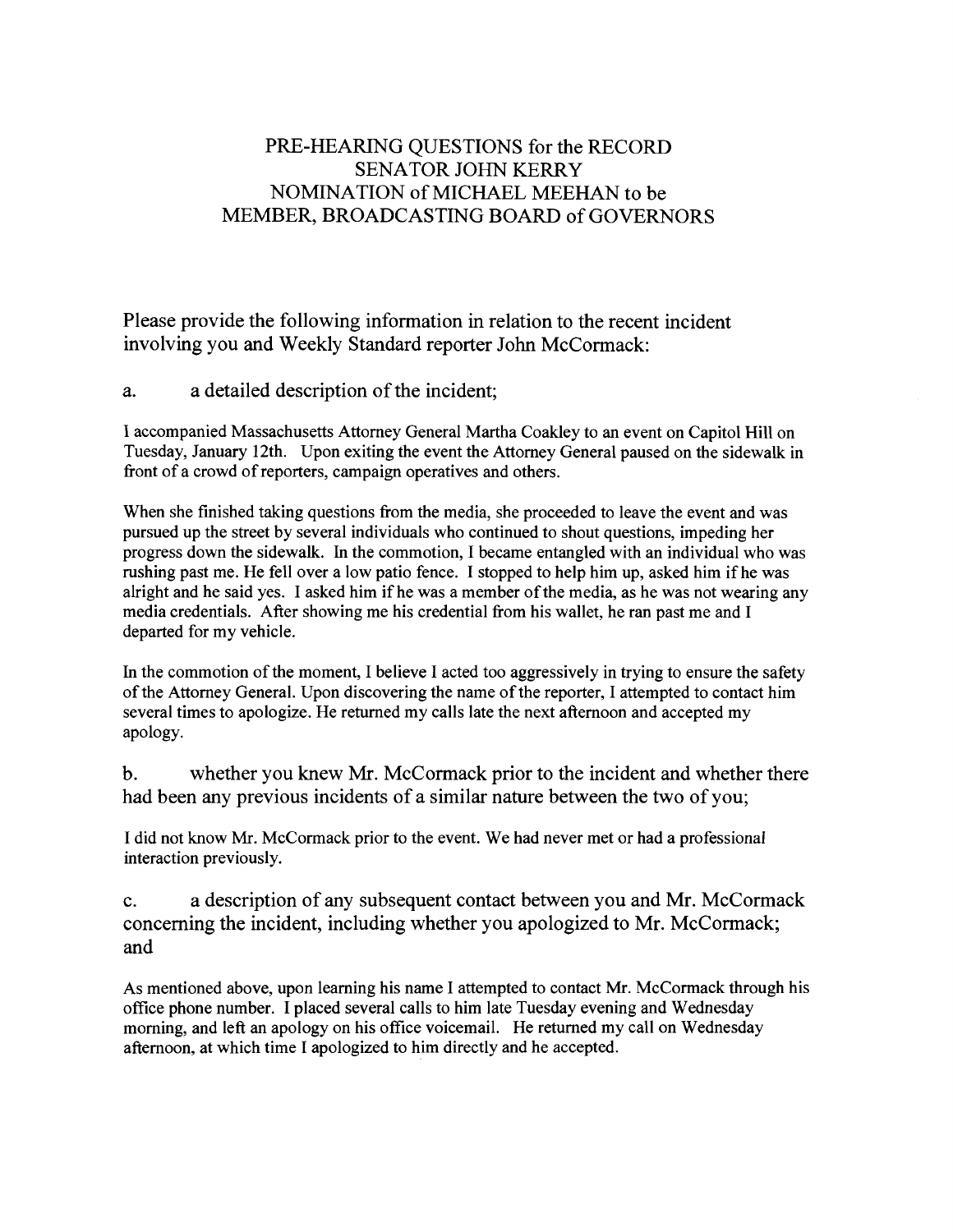# PRE-HEARING QUESTIONS for the RECORD
# SENATOR JOHN KERRY
# NOMINATION of MICHAEL MEEHAN to be
# MEMBER, BROADCASTING BOARD of GOVERNORS

Please provide the following information in relation to the recent incident involving you and Weekly Standard reporter John McCormack:

a. a detailed description of the incident;

I accompanied Massachusetts Attorney General Martha Coakley to an event on Capitol Hill on Tuesday, January 12th. Upon exiting the event the Attorney General paused on the sidewalk in front of a crowd of reporters, campaign operatives and others.

When she finished taking questions from the media, she proceeded to leave the event and was pursued up the street by several individuals who continued to shout questions, impeding her progress down the sidewalk. In the commotion, I became entangled with an individual who was rushing past me. He fell over a low patio fence. I stopped to help him up, asked him if he was alright and he said yes. I asked him if he was a member of the media, as he was not wearing any media credentials. After showing me his credential from his wallet, he ran past me and I departed for my vehicle.

In the commotion of the moment, I believe I acted too aggressively in trying to ensure the safety of the Attorney General. Upon discovering the name of the reporter, I attempted to contact him several times to apologize. He returned my calls late the next afternoon and accepted my apology.

b. whether you knew Mr. McCormack prior to the incident and whether there had been any previous incidents of a similar nature between the two of you;

I did not know Mr. McCormack prior to the event. We had never met or had a professional interaction previously.

c. a description of any subsequent contact between you and Mr. McCormack concerning the incident, including whether you apologized to Mr. McCormack; and

As mentioned above, upon learning his name I attempted to contact Mr. McCormack through his office phone number. I placed several calls to him late Tuesday evening and Wednesday morning, and left an apology on his office voicemail. He returned my call on Wednesday afternoon, at which time I apologized to him directly and he accepted.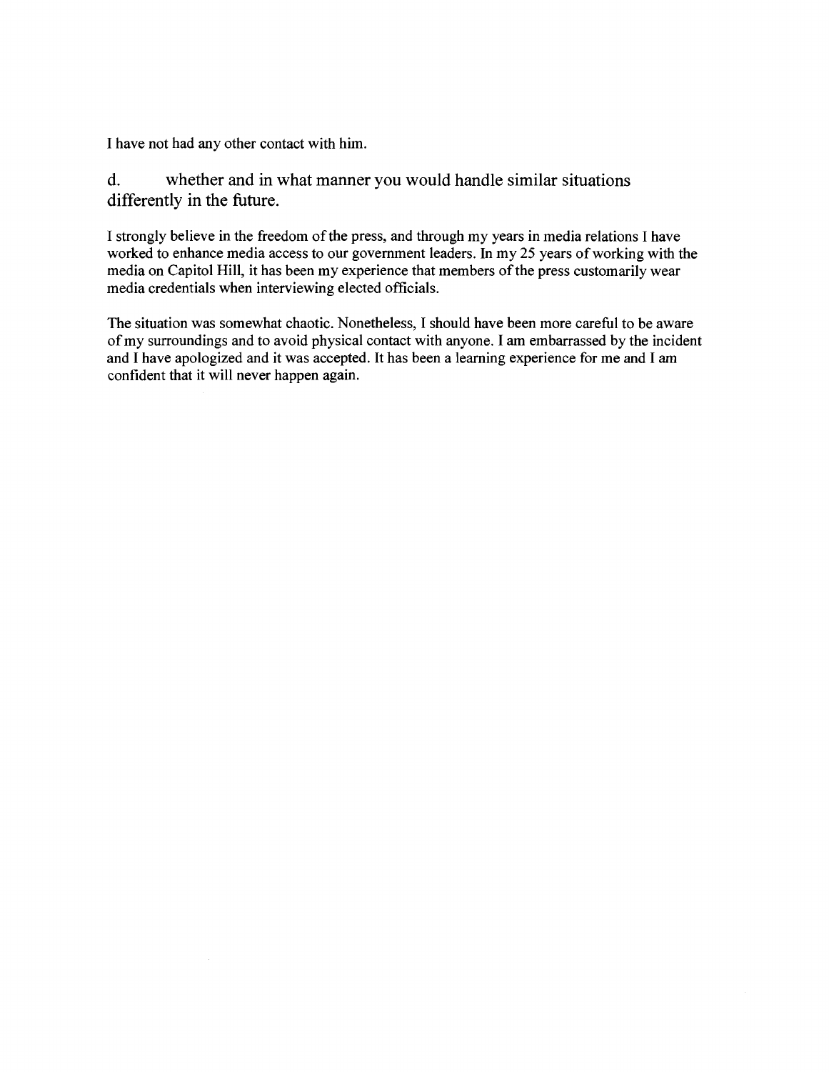I have not had any other contact with him.

d. whether and in what manner you would handle similar situations differently in the future.

I strongly believe in the freedom of the press, and through my years in media relations I have worked to enhance media access to our government leaders. In my 25 years of working with the media on Capitol Hill, it has been my experience that members of the press customarily wear media credentials when interviewing elected officials.

The situation was somewhat chaotic. Nonetheless, I should have been more careful to be aware of my surroundings and to avoid physical contact with anyone. I am embarrassed by the incident and I have apologized and it was accepted. It has been a learning experience for me and I am confident that it will never happen again.